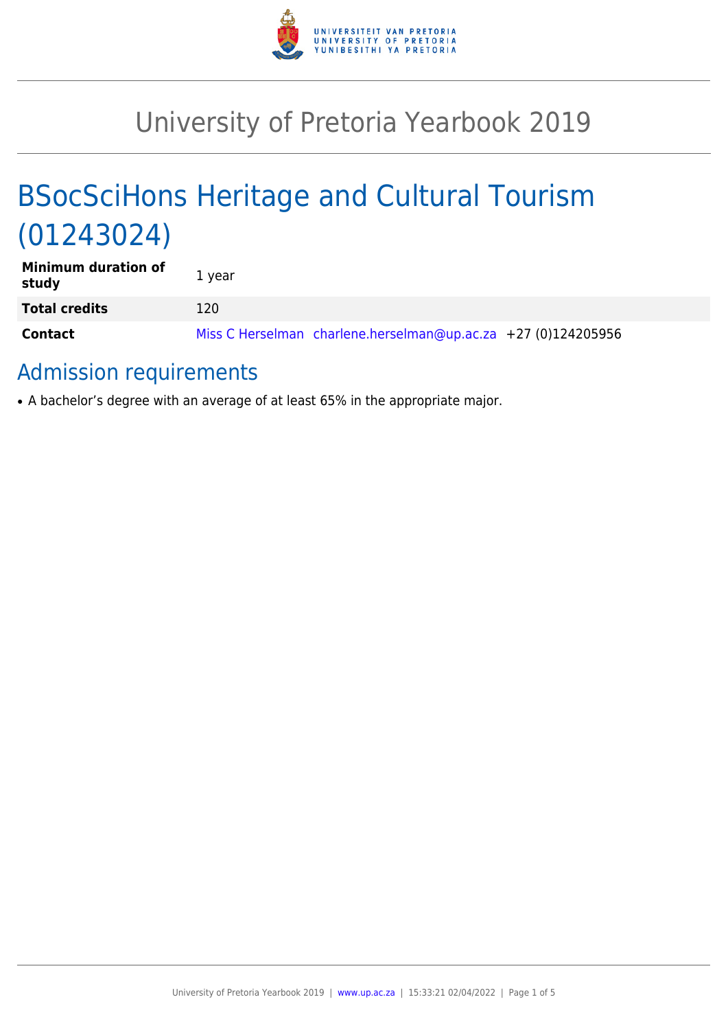# University of Pretoria Yearbook 2019

## BSocSciHons Heritage and Cultural Tourism (01243024)

| | |
|---|---|
| **Minimum duration of study** | 1 year |
| **Total credits** | 120 |
| **Contact** | Miss C Herselman charlene.herselman@up.ac.za +27 (0)124205956 |

### Admission requirements

- A bachelor's degree with an average of at least 65% in the appropriate major.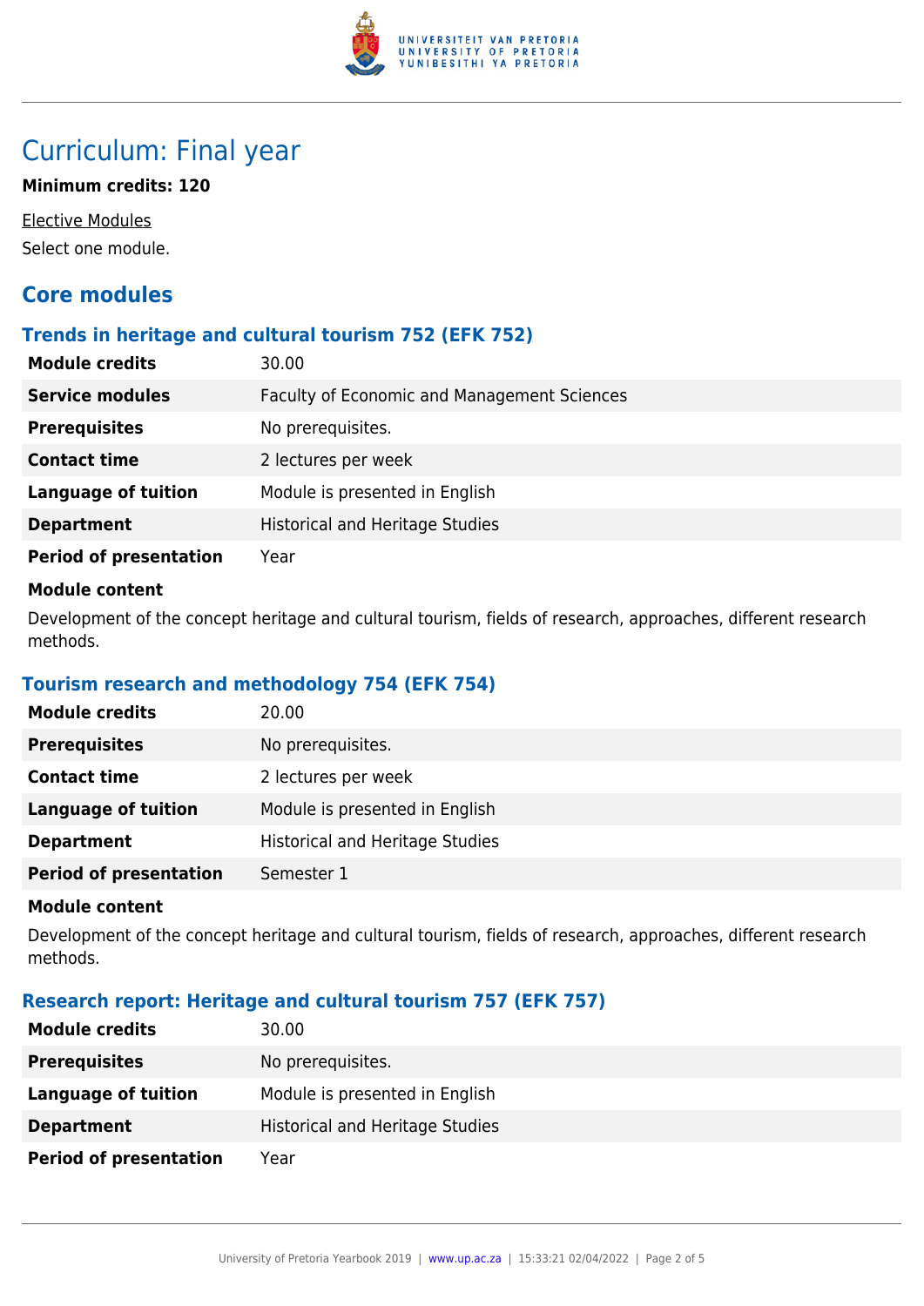# Curriculum: Final year

**Minimum credits: 120**

Elective Modules

Select one module.

## Core modules

### Trends in heritage and cultural tourism 752 (EFK 752)

| | |
|---|---|
| **Module credits** | 30.00 |
| **Service modules** | Faculty of Economic and Management Sciences |
| **Prerequisites** | No prerequisites. |
| **Contact time** | 2 lectures per week |
| **Language of tuition** | Module is presented in English |
| **Department** | Historical and Heritage Studies |
| **Period of presentation** | Year |

**Module content**

Development of the concept heritage and cultural tourism, fields of research, approaches, different research methods.

### Tourism research and methodology 754 (EFK 754)

| | |
|---|---|
| **Module credits** | 20.00 |
| **Prerequisites** | No prerequisites. |
| **Contact time** | 2 lectures per week |
| **Language of tuition** | Module is presented in English |
| **Department** | Historical and Heritage Studies |
| **Period of presentation** | Semester 1 |

**Module content**

Development of the concept heritage and cultural tourism, fields of research, approaches, different research methods.

### Research report: Heritage and cultural tourism 757 (EFK 757)

| | |
|---|---|
| **Module credits** | 30.00 |
| **Prerequisites** | No prerequisites. |
| **Language of tuition** | Module is presented in English |
| **Department** | Historical and Heritage Studies |
| **Period of presentation** | Year |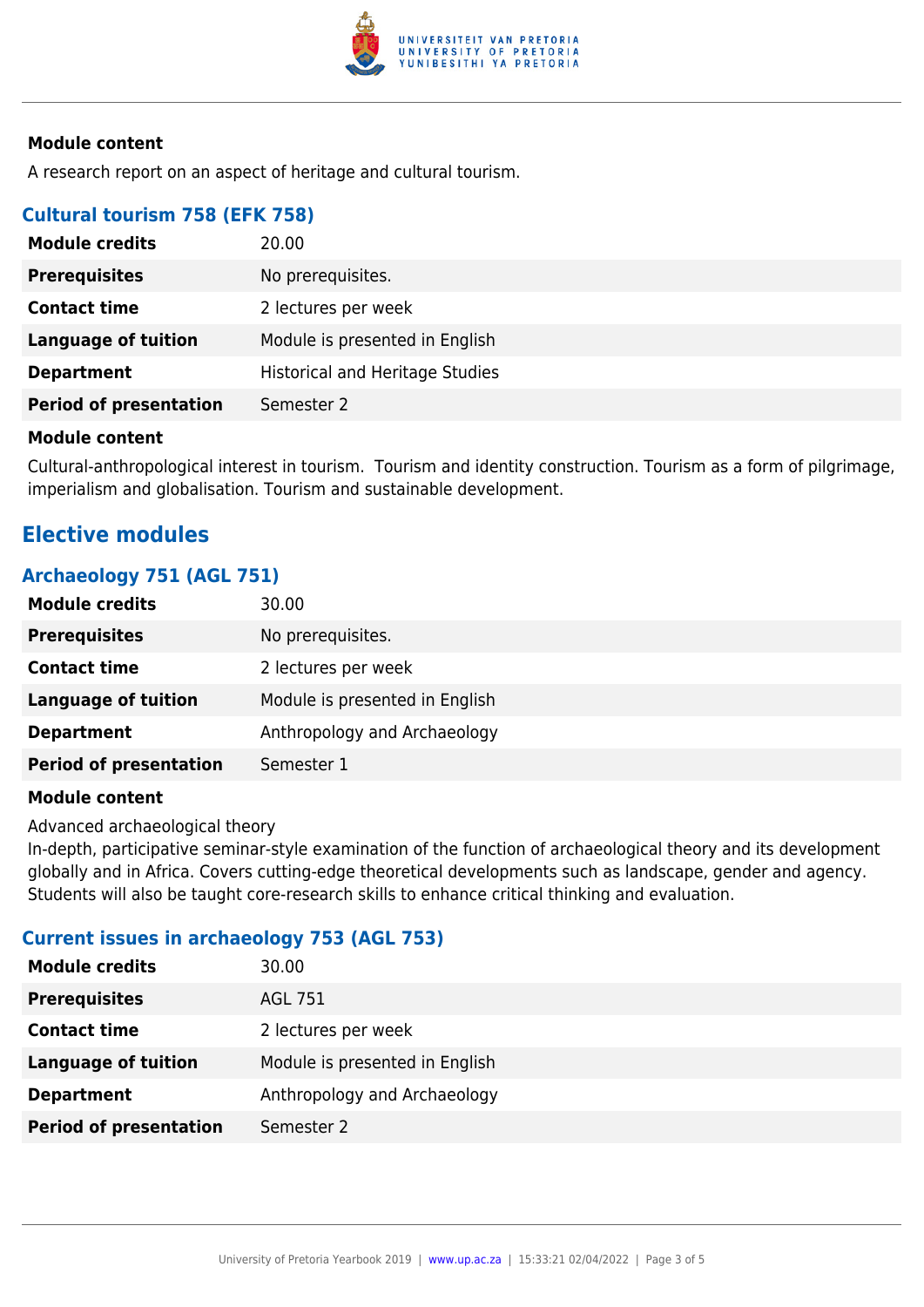#### Module content

A research report on an aspect of heritage and cultural tourism.

### Cultural tourism 758 (EFK 758)

| | |
|---|---|
| **Module credits** | 20.00 |
| **Prerequisites** | No prerequisites. |
| **Contact time** | 2 lectures per week |
| **Language of tuition** | Module is presented in English |
| **Department** | Historical and Heritage Studies |
| **Period of presentation** | Semester 2 |

#### Module content

Cultural-anthropological interest in tourism. Tourism and identity construction. Tourism as a form of pilgrimage, imperialism and globalisation. Tourism and sustainable development.

## Elective modules

### Archaeology 751 (AGL 751)

| | |
|---|---|
| **Module credits** | 30.00 |
| **Prerequisites** | No prerequisites. |
| **Contact time** | 2 lectures per week |
| **Language of tuition** | Module is presented in English |
| **Department** | Anthropology and Archaeology |
| **Period of presentation** | Semester 1 |

#### Module content

Advanced archaeological theory
In-depth, participative seminar-style examination of the function of archaeological theory and its development globally and in Africa. Covers cutting-edge theoretical developments such as landscape, gender and agency. Students will also be taught core-research skills to enhance critical thinking and evaluation.

### Current issues in archaeology 753 (AGL 753)

| | |
|---|---|
| **Module credits** | 30.00 |
| **Prerequisites** | AGL 751 |
| **Contact time** | 2 lectures per week |
| **Language of tuition** | Module is presented in English |
| **Department** | Anthropology and Archaeology |
| **Period of presentation** | Semester 2 |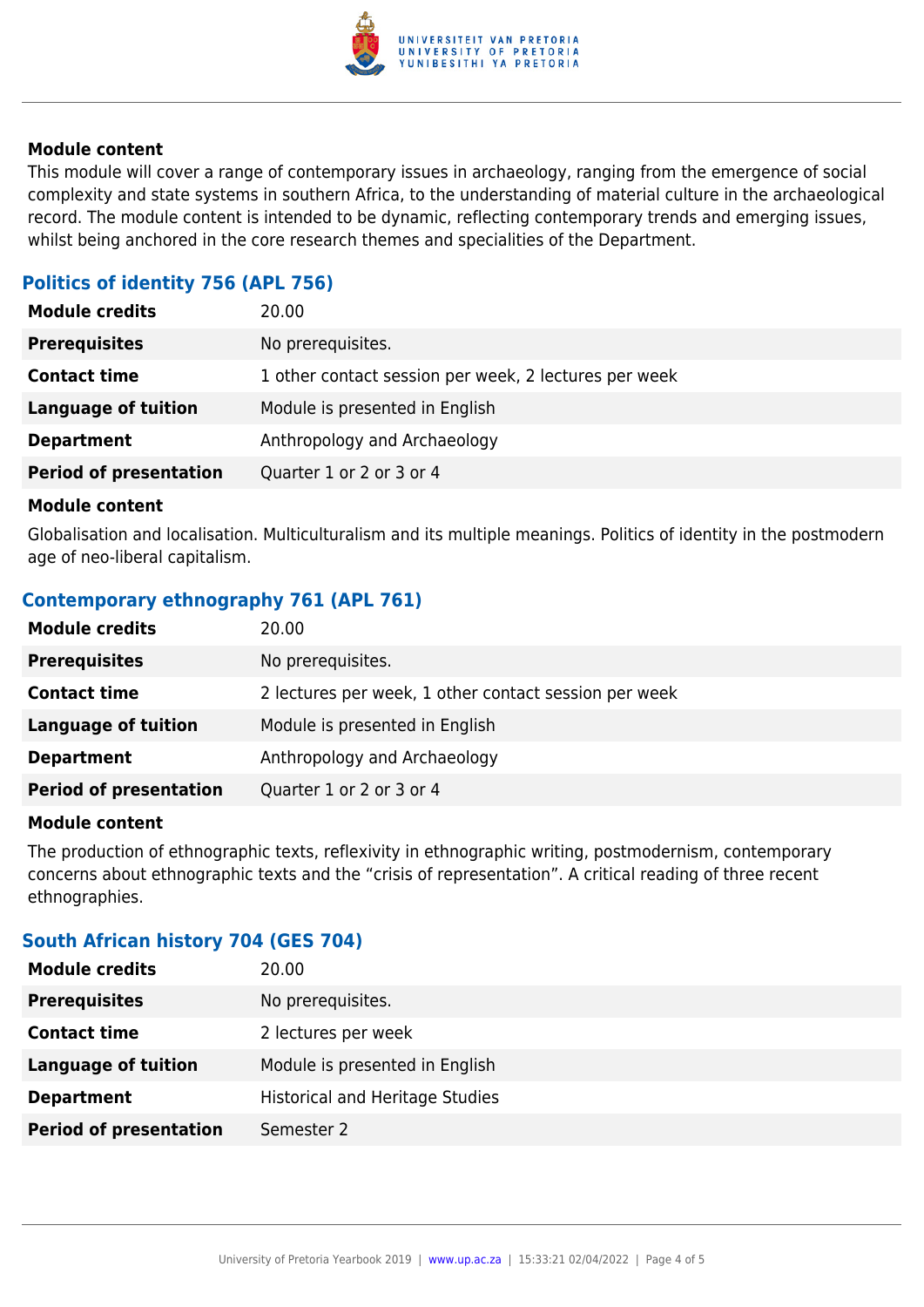**Module content**

This module will cover a range of contemporary issues in archaeology, ranging from the emergence of social complexity and state systems in southern Africa, to the understanding of material culture in the archaeological record. The module content is intended to be dynamic, reflecting contemporary trends and emerging issues, whilst being anchored in the core research themes and specialities of the Department.

### Politics of identity 756 (APL 756)

| | |
|---|---|
| **Module credits** | 20.00 |
| **Prerequisites** | No prerequisites. |
| **Contact time** | 1 other contact session per week, 2 lectures per week |
| **Language of tuition** | Module is presented in English |
| **Department** | Anthropology and Archaeology |
| **Period of presentation** | Quarter 1 or 2 or 3 or 4 |

**Module content**

Globalisation and localisation. Multiculturalism and its multiple meanings. Politics of identity in the postmodern age of neo-liberal capitalism.

### Contemporary ethnography 761 (APL 761)

| | |
|---|---|
| **Module credits** | 20.00 |
| **Prerequisites** | No prerequisites. |
| **Contact time** | 2 lectures per week, 1 other contact session per week |
| **Language of tuition** | Module is presented in English |
| **Department** | Anthropology and Archaeology |
| **Period of presentation** | Quarter 1 or 2 or 3 or 4 |

**Module content**

The production of ethnographic texts, reflexivity in ethnographic writing, postmodernism, contemporary concerns about ethnographic texts and the “crisis of representation”. A critical reading of three recent ethnographies.

### South African history 704 (GES 704)

| | |
|---|---|
| **Module credits** | 20.00 |
| **Prerequisites** | No prerequisites. |
| **Contact time** | 2 lectures per week |
| **Language of tuition** | Module is presented in English |
| **Department** | Historical and Heritage Studies |
| **Period of presentation** | Semester 2 |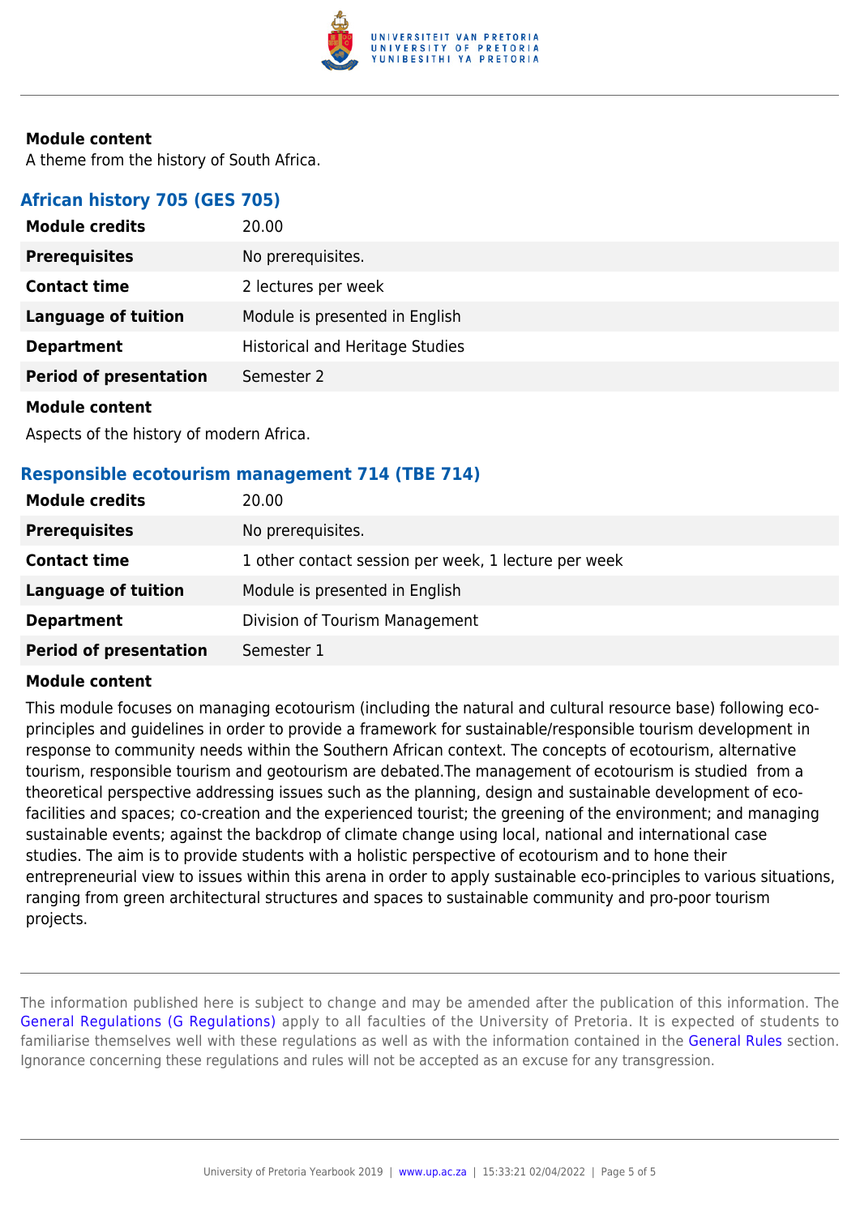**Module content**

A theme from the history of South Africa.

### African history 705 (GES 705)

| | |
|---|---|
| **Module credits** | 20.00 |
| **Prerequisites** | No prerequisites. |
| **Contact time** | 2 lectures per week |
| **Language of tuition** | Module is presented in English |
| **Department** | Historical and Heritage Studies |
| **Period of presentation** | Semester 2 |

**Module content**

Aspects of the history of modern Africa.

### Responsible ecotourism management 714 (TBE 714)

| | |
|---|---|
| **Module credits** | 20.00 |
| **Prerequisites** | No prerequisites. |
| **Contact time** | 1 other contact session per week, 1 lecture per week |
| **Language of tuition** | Module is presented in English |
| **Department** | Division of Tourism Management |
| **Period of presentation** | Semester 1 |

**Module content**

This module focuses on managing ecotourism (including the natural and cultural resource base) following eco-principles and guidelines in order to provide a framework for sustainable/responsible tourism development in response to community needs within the Southern African context. The concepts of ecotourism, alternative tourism, responsible tourism and geotourism are debated.The management of ecotourism is studied from a theoretical perspective addressing issues such as the planning, design and sustainable development of eco-facilities and spaces; co-creation and the experienced tourist; the greening of the environment; and managing sustainable events; against the backdrop of climate change using local, national and international case studies. The aim is to provide students with a holistic perspective of ecotourism and to hone their entrepreneurial view to issues within this arena in order to apply sustainable eco-principles to various situations, ranging from green architectural structures and spaces to sustainable community and pro-poor tourism projects.

---

The information published here is subject to change and may be amended after the publication of this information. The General Regulations (G Regulations) apply to all faculties of the University of Pretoria. It is expected of students to familiarise themselves well with these regulations as well as with the information contained in the General Rules section. Ignorance concerning these regulations and rules will not be accepted as an excuse for any transgression.